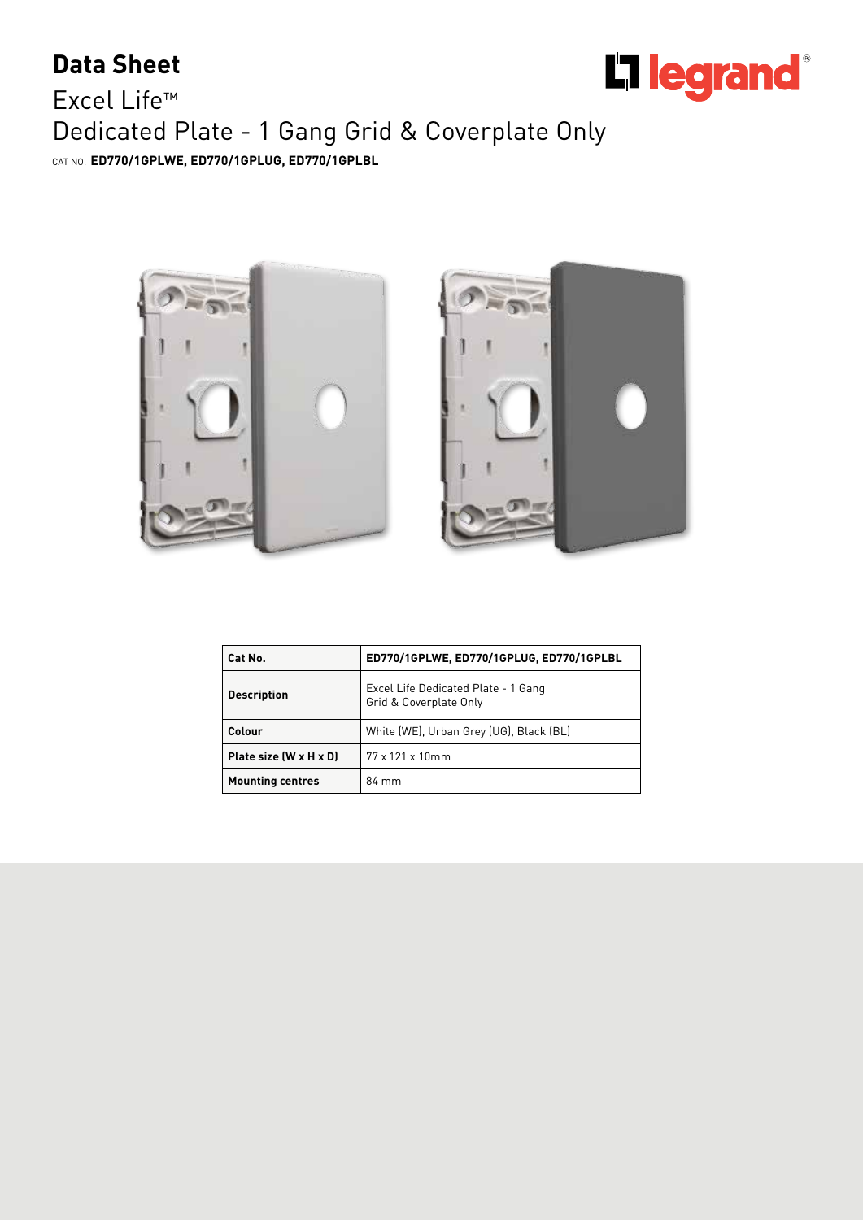# Data Sheet

## Excel Life™

## Dedicated Plate - 1 Gang Grid & Coverplate Only

CAT NO. **ED770/1GPLWE, ED770/1GPLUG, ED770/1GPLBL**

| Cat No. | ED770/1GPLWE, ED770/1GPLUG, ED770/1GPLBL |
|---|---|
| Description | Excel Life Dedicated Plate - 1 Gang Grid & Coverplate Only |
| Colour | White (WE), Urban Grey (UG), Black (BL) |
| Plate size (W x H x D) | 77 x 121 x 10mm |
| Mounting centres | 84 mm |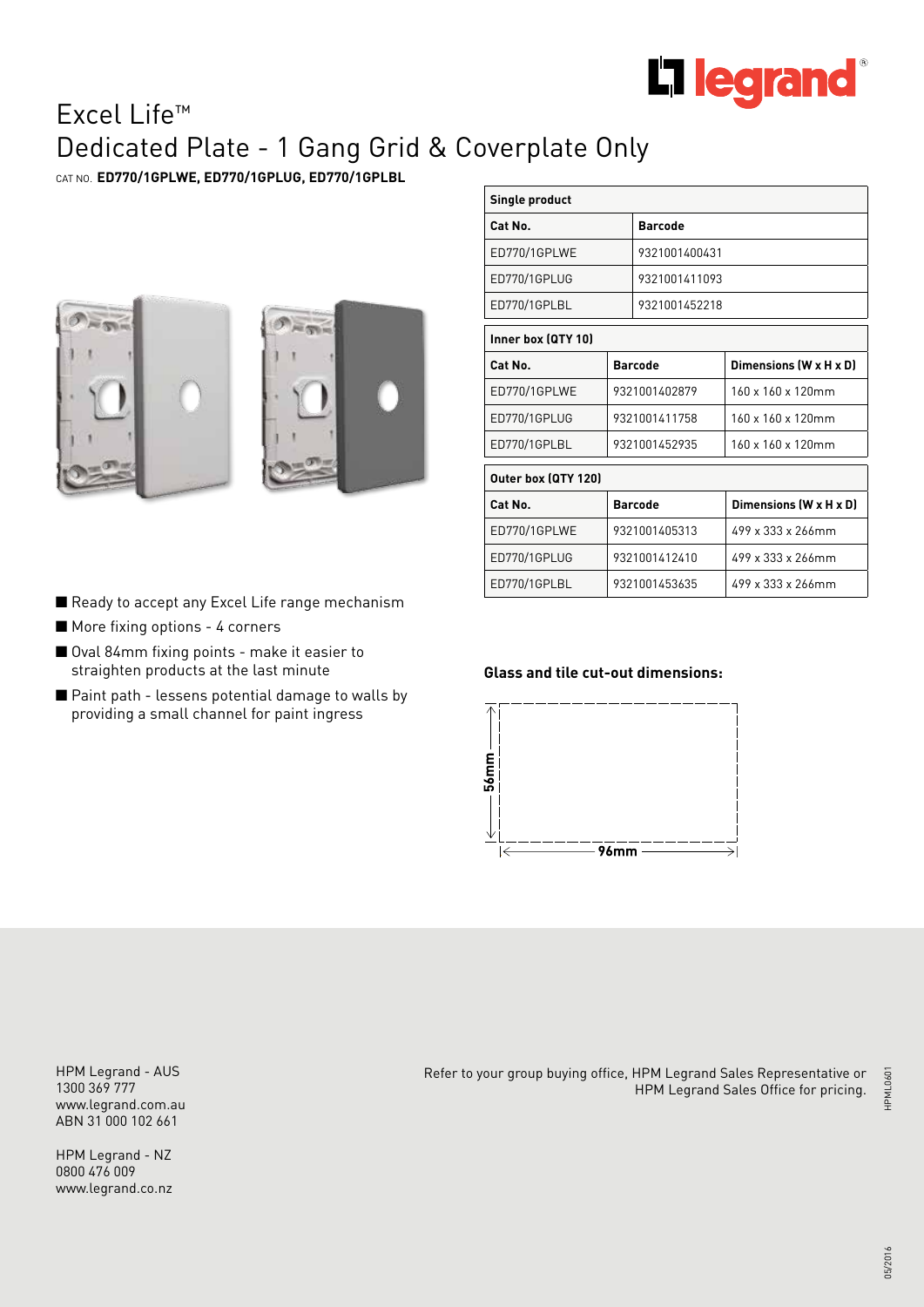# Excel Life™
# Dedicated Plate - 1 Gang Grid & Coverplate Only

CAT NO. **ED770/1GPLWE, ED770/1GPLUG, ED770/1GPLBL**

- Ready to accept any Excel Life range mechanism
- More fixing options - 4 corners
- Oval 84mm fixing points - make it easier to straighten products at the last minute
- Paint path - lessens potential damage to walls by providing a small channel for paint ingress

| **Single product** | |
|---|---|
| **Cat No.** | **Barcode** |
| ED770/1GPLWE | 9321001400431 |
| ED770/1GPLUG | 9321001411093 |
| ED770/1GPLBL | 9321001452218 |

| **Inner box (QTY 10)** | | |
|---|---|---|
| **Cat No.** | **Barcode** | **Dimensions (W x H x D)** |
| ED770/1GPLWE | 9321001402879 | 160 x 160 x 120mm |
| ED770/1GPLUG | 9321001411758 | 160 x 160 x 120mm |
| ED770/1GPLBL | 9321001452935 | 160 x 160 x 120mm |

| **Outer box (QTY 120)** | | |
|---|---|---|
| **Cat No.** | **Barcode** | **Dimensions (W x H x D)** |
| ED770/1GPLWE | 9321001405313 | 499 x 333 x 266mm |
| ED770/1GPLUG | 9321001412410 | 499 x 333 x 266mm |
| ED770/1GPLBL | 9321001453635 | 499 x 333 x 266mm |

**Glass and tile cut-out dimensions:**

56mm

96mm

HPM Legrand - AUS
1300 369 777
www.legrand.com.au
ABN 31 000 102 661

HPM Legrand - NZ
0800 476 009
www.legrand.co.nz

Refer to your group buying office, HPM Legrand Sales Representative or HPM Legrand Sales Office for pricing.

HPML0601

05/2016